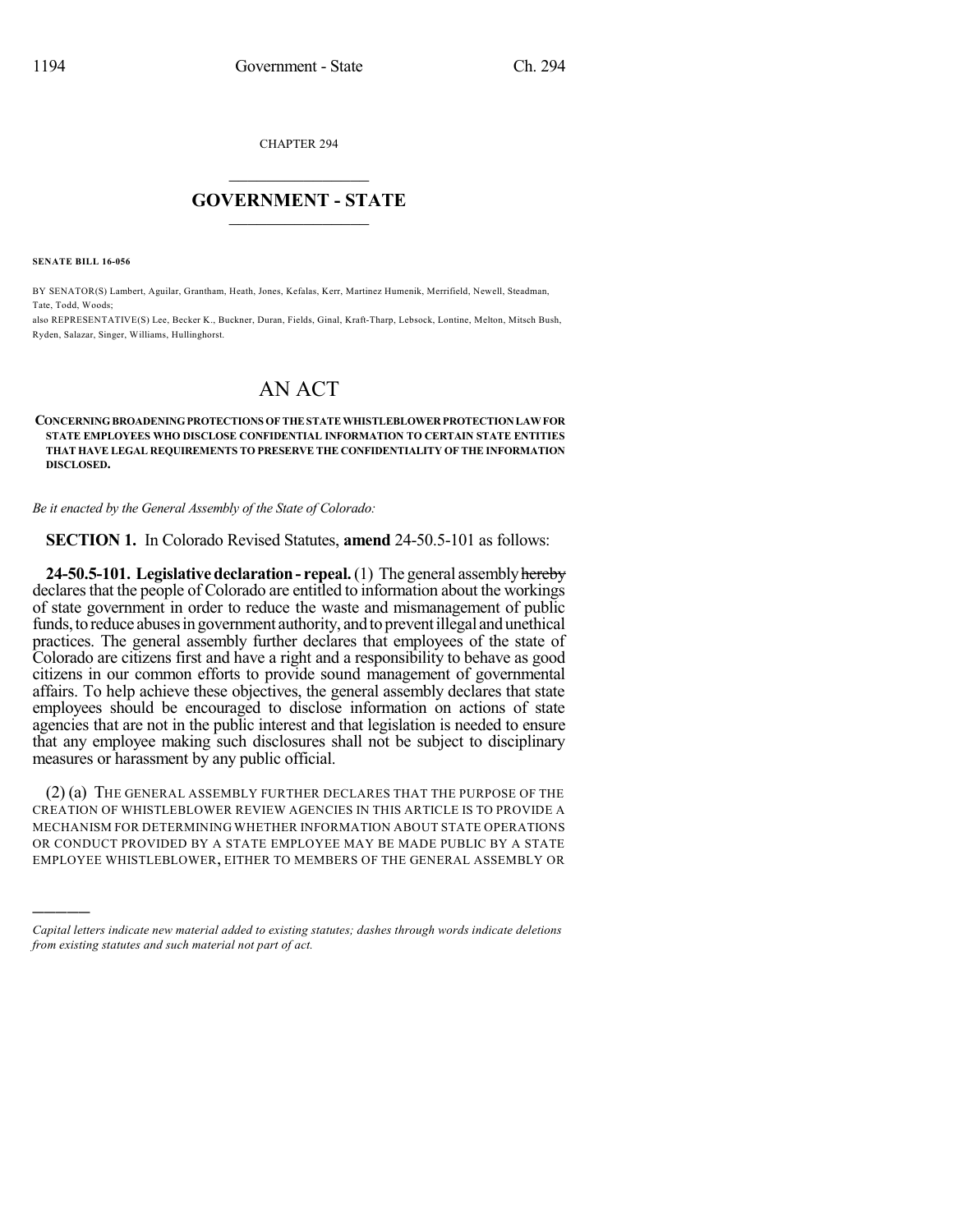CHAPTER 294

# GOVERNMENT - STATE

**SENATE BILL 16-056**

BY SENATOR(S) Lambert, Aguilar, Grantham, Heath, Jones, Kefalas, Kerr, Martinez Humenik, Merrifield, Newell, Steadman, Tate, Todd, Woods;
also REPRESENTATIVE(S) Lee, Becker K., Buckner, Duran, Fields, Ginal, Kraft-Tharp, Lebsock, Lontine, Melton, Mitsch Bush, Ryden, Salazar, Singer, Williams, Hullinghorst.

# AN ACT

**CONCERNING BROADENING PROTECTIONS OF THE STATE WHISTLEBLOWER PROTECTION LAW FOR STATE EMPLOYEES WHO DISCLOSE CONFIDENTIAL INFORMATION TO CERTAIN STATE ENTITIES THAT HAVE LEGAL REQUIREMENTS TO PRESERVE THE CONFIDENTIALITY OF THE INFORMATION DISCLOSED.**

*Be it enacted by the General Assembly of the State of Colorado:*

**SECTION 1.** In Colorado Revised Statutes, **amend** 24-50.5-101 as follows:

**24-50.5-101. Legislative declaration - repeal.** (1) The general assembly ~~hereby~~ declares that the people of Colorado are entitled to information about the workings of state government in order to reduce the waste and mismanagement of public funds, to reduce abuses in government authority, and to prevent illegal and unethical practices. The general assembly further declares that employees of the state of Colorado are citizens first and have a right and a responsibility to behave as good citizens in our common efforts to provide sound management of governmental affairs. To help achieve these objectives, the general assembly declares that state employees should be encouraged to disclose information on actions of state agencies that are not in the public interest and that legislation is needed to ensure that any employee making such disclosures shall not be subject to disciplinary measures or harassment by any public official.

(2) (a) THE GENERAL ASSEMBLY FURTHER DECLARES THAT THE PURPOSE OF THE CREATION OF WHISTLEBLOWER REVIEW AGENCIES IN THIS ARTICLE IS TO PROVIDE A MECHANISM FOR DETERMINING WHETHER INFORMATION ABOUT STATE OPERATIONS OR CONDUCT PROVIDED BY A STATE EMPLOYEE MAY BE MADE PUBLIC BY A STATE EMPLOYEE WHISTLEBLOWER, EITHER TO MEMBERS OF THE GENERAL ASSEMBLY OR

*Capital letters indicate new material added to existing statutes; dashes through words indicate deletions from existing statutes and such material not part of act.*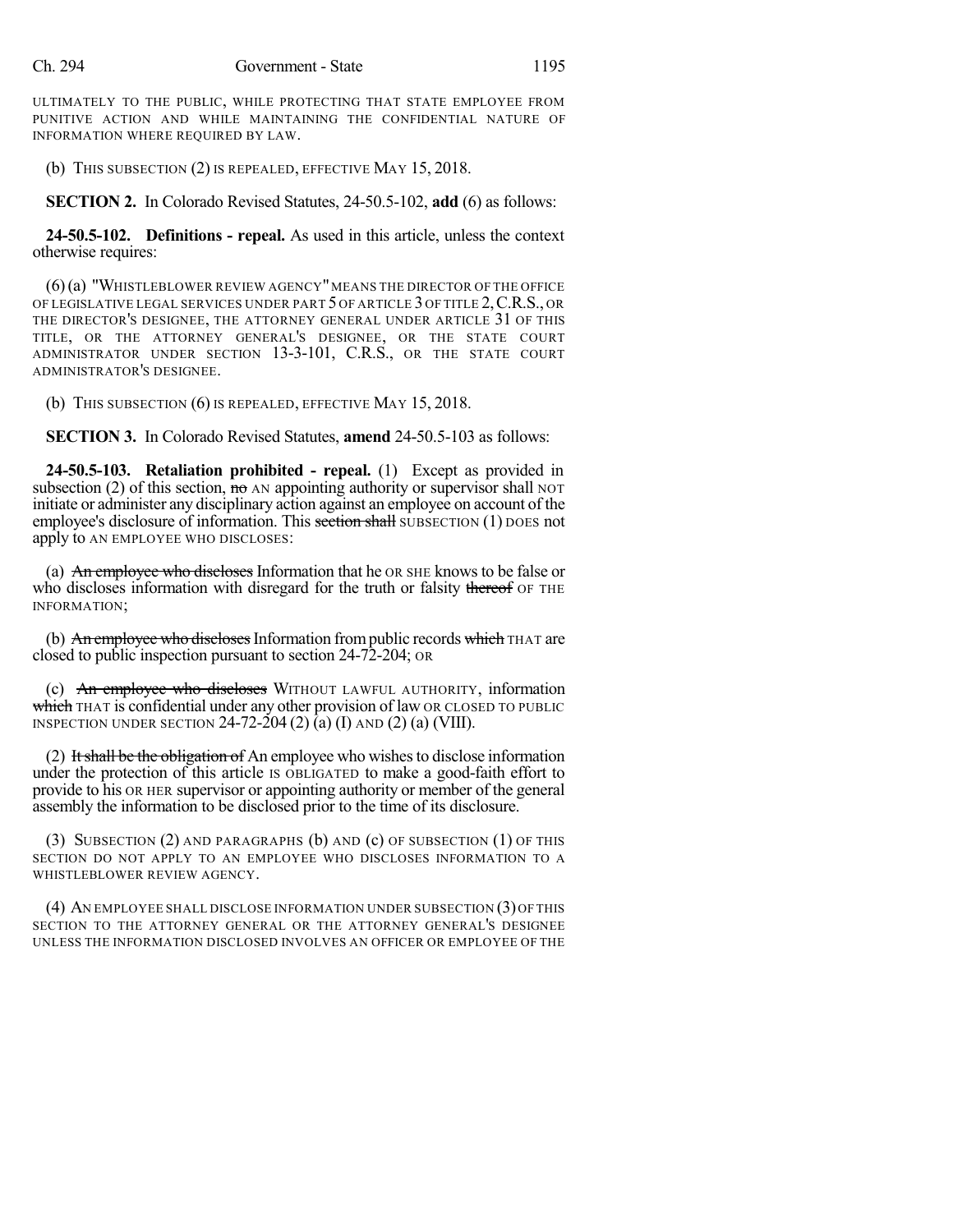ULTIMATELY TO THE PUBLIC, WHILE PROTECTING THAT STATE EMPLOYEE FROM PUNITIVE ACTION AND WHILE MAINTAINING THE CONFIDENTIAL NATURE OF INFORMATION WHERE REQUIRED BY LAW.

(b) THIS SUBSECTION (2) IS REPEALED, EFFECTIVE MAY 15, 2018.

**SECTION 2.** In Colorado Revised Statutes, 24-50.5-102, **add** (6) as follows:

**24-50.5-102. Definitions - repeal.** As used in this article, unless the context otherwise requires:

(6) (a) "WHISTLEBLOWER REVIEW AGENCY" MEANS THE DIRECTOR OF THE OFFICE OF LEGISLATIVE LEGAL SERVICES UNDER PART 5 OF ARTICLE 3 OF TITLE 2, C.R.S., OR THE DIRECTOR'S DESIGNEE, THE ATTORNEY GENERAL UNDER ARTICLE 31 OF THIS TITLE, OR THE ATTORNEY GENERAL'S DESIGNEE, OR THE STATE COURT ADMINISTRATOR UNDER SECTION 13-3-101, C.R.S., OR THE STATE COURT ADMINISTRATOR'S DESIGNEE.

(b) THIS SUBSECTION (6) IS REPEALED, EFFECTIVE MAY 15, 2018.

**SECTION 3.** In Colorado Revised Statutes, **amend** 24-50.5-103 as follows:

**24-50.5-103. Retaliation prohibited - repeal.** (1) Except as provided in subsection (2) of this section, ~~no~~ AN appointing authority or supervisor shall NOT initiate or administer any disciplinary action against an employee on account of the employee's disclosure of information. This ~~section shall~~ SUBSECTION (1) DOES not apply to AN EMPLOYEE WHO DISCLOSES:

(a) ~~An employee who discloses~~ Information that he OR SHE knows to be false or who discloses information with disregard for the truth or falsity ~~thereof~~ OF THE INFORMATION;

(b) ~~An employee who discloses~~ Information from public records ~~which~~ THAT are closed to public inspection pursuant to section 24-72-204; OR

(c) ~~An employee who discloses~~ WITHOUT LAWFUL AUTHORITY, information ~~which~~ THAT is confidential under any other provision of law OR CLOSED TO PUBLIC INSPECTION UNDER SECTION 24-72-204 (2) (a) (I) AND (2) (a) (VIII).

(2) ~~It shall be the obligation of~~ An employee who wishes to disclose information under the protection of this article IS OBLIGATED to make a good-faith effort to provide to his OR HER supervisor or appointing authority or member of the general assembly the information to be disclosed prior to the time of its disclosure.

(3) SUBSECTION (2) AND PARAGRAPHS (b) AND (c) OF SUBSECTION (1) OF THIS SECTION DO NOT APPLY TO AN EMPLOYEE WHO DISCLOSES INFORMATION TO A WHISTLEBLOWER REVIEW AGENCY.

(4) AN EMPLOYEE SHALL DISCLOSE INFORMATION UNDER SUBSECTION (3) OF THIS SECTION TO THE ATTORNEY GENERAL OR THE ATTORNEY GENERAL'S DESIGNEE UNLESS THE INFORMATION DISCLOSED INVOLVES AN OFFICER OR EMPLOYEE OF THE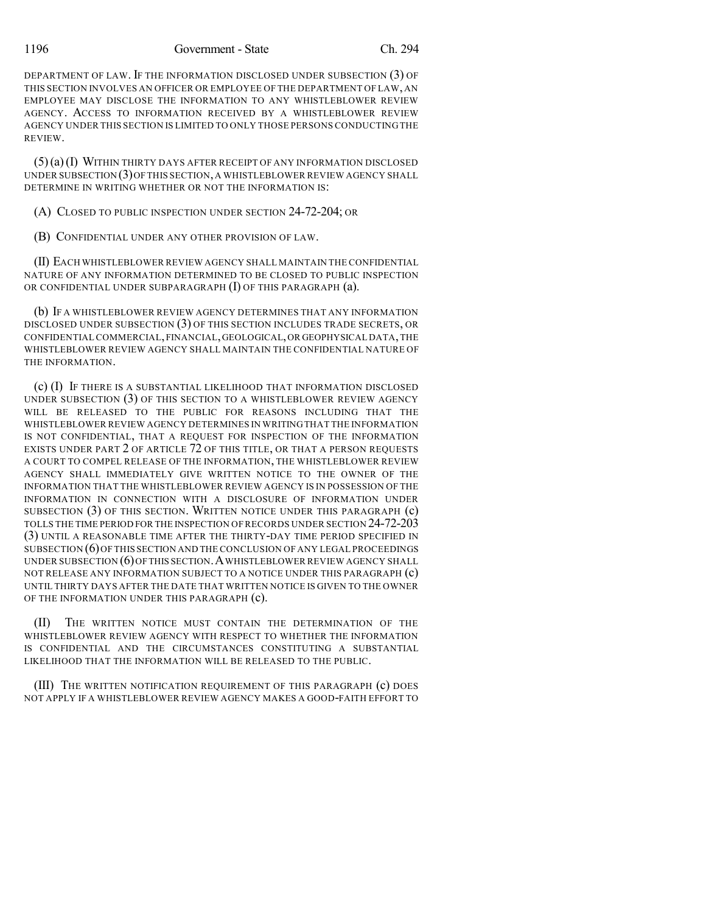DEPARTMENT OF LAW. IF THE INFORMATION DISCLOSED UNDER SUBSECTION (3) OF THIS SECTION INVOLVES AN OFFICER OR EMPLOYEE OF THE DEPARTMENT OF LAW, AN EMPLOYEE MAY DISCLOSE THE INFORMATION TO ANY WHISTLEBLOWER REVIEW AGENCY. ACCESS TO INFORMATION RECEIVED BY A WHISTLEBLOWER REVIEW AGENCY UNDER THIS SECTION IS LIMITED TO ONLY THOSE PERSONS CONDUCTING THE REVIEW.

(5) (a) (I) WITHIN THIRTY DAYS AFTER RECEIPT OF ANY INFORMATION DISCLOSED UNDER SUBSECTION (3) OF THIS SECTION, A WHISTLEBLOWER REVIEW AGENCY SHALL DETERMINE IN WRITING WHETHER OR NOT THE INFORMATION IS:

(A) CLOSED TO PUBLIC INSPECTION UNDER SECTION 24-72-204; OR

(B) CONFIDENTIAL UNDER ANY OTHER PROVISION OF LAW.

(II) EACH WHISTLEBLOWER REVIEW AGENCY SHALL MAINTAIN THE CONFIDENTIAL NATURE OF ANY INFORMATION DETERMINED TO BE CLOSED TO PUBLIC INSPECTION OR CONFIDENTIAL UNDER SUBPARAGRAPH (I) OF THIS PARAGRAPH (a).

(b) IF A WHISTLEBLOWER REVIEW AGENCY DETERMINES THAT ANY INFORMATION DISCLOSED UNDER SUBSECTION (3) OF THIS SECTION INCLUDES TRADE SECRETS, OR CONFIDENTIAL COMMERCIAL, FINANCIAL, GEOLOGICAL, OR GEOPHYSICAL DATA, THE WHISTLEBLOWER REVIEW AGENCY SHALL MAINTAIN THE CONFIDENTIAL NATURE OF THE INFORMATION.

(c) (I) IF THERE IS A SUBSTANTIAL LIKELIHOOD THAT INFORMATION DISCLOSED UNDER SUBSECTION (3) OF THIS SECTION TO A WHISTLEBLOWER REVIEW AGENCY WILL BE RELEASED TO THE PUBLIC FOR REASONS INCLUDING THAT THE WHISTLEBLOWER REVIEW AGENCY DETERMINES IN WRITING THAT THE INFORMATION IS NOT CONFIDENTIAL, THAT A REQUEST FOR INSPECTION OF THE INFORMATION EXISTS UNDER PART 2 OF ARTICLE 72 OF THIS TITLE, OR THAT A PERSON REQUESTS A COURT TO COMPEL RELEASE OF THE INFORMATION, THE WHISTLEBLOWER REVIEW AGENCY SHALL IMMEDIATELY GIVE WRITTEN NOTICE TO THE OWNER OF THE INFORMATION THAT THE WHISTLEBLOWER REVIEW AGENCY IS IN POSSESSION OF THE INFORMATION IN CONNECTION WITH A DISCLOSURE OF INFORMATION UNDER SUBSECTION (3) OF THIS SECTION. WRITTEN NOTICE UNDER THIS PARAGRAPH (c) TOLLS THE TIME PERIOD FOR THE INSPECTION OF RECORDS UNDER SECTION 24-72-203 (3) UNTIL A REASONABLE TIME AFTER THE THIRTY-DAY TIME PERIOD SPECIFIED IN SUBSECTION (6) OF THIS SECTION AND THE CONCLUSION OF ANY LEGAL PROCEEDINGS UNDER SUBSECTION (6) OF THIS SECTION. A WHISTLEBLOWER REVIEW AGENCY SHALL NOT RELEASE ANY INFORMATION SUBJECT TO A NOTICE UNDER THIS PARAGRAPH (c) UNTIL THIRTY DAYS AFTER THE DATE THAT WRITTEN NOTICE IS GIVEN TO THE OWNER OF THE INFORMATION UNDER THIS PARAGRAPH (c).

(II) THE WRITTEN NOTICE MUST CONTAIN THE DETERMINATION OF THE WHISTLEBLOWER REVIEW AGENCY WITH RESPECT TO WHETHER THE INFORMATION IS CONFIDENTIAL AND THE CIRCUMSTANCES CONSTITUTING A SUBSTANTIAL LIKELIHOOD THAT THE INFORMATION WILL BE RELEASED TO THE PUBLIC.

(III) THE WRITTEN NOTIFICATION REQUIREMENT OF THIS PARAGRAPH (c) DOES NOT APPLY IF A WHISTLEBLOWER REVIEW AGENCY MAKES A GOOD-FAITH EFFORT TO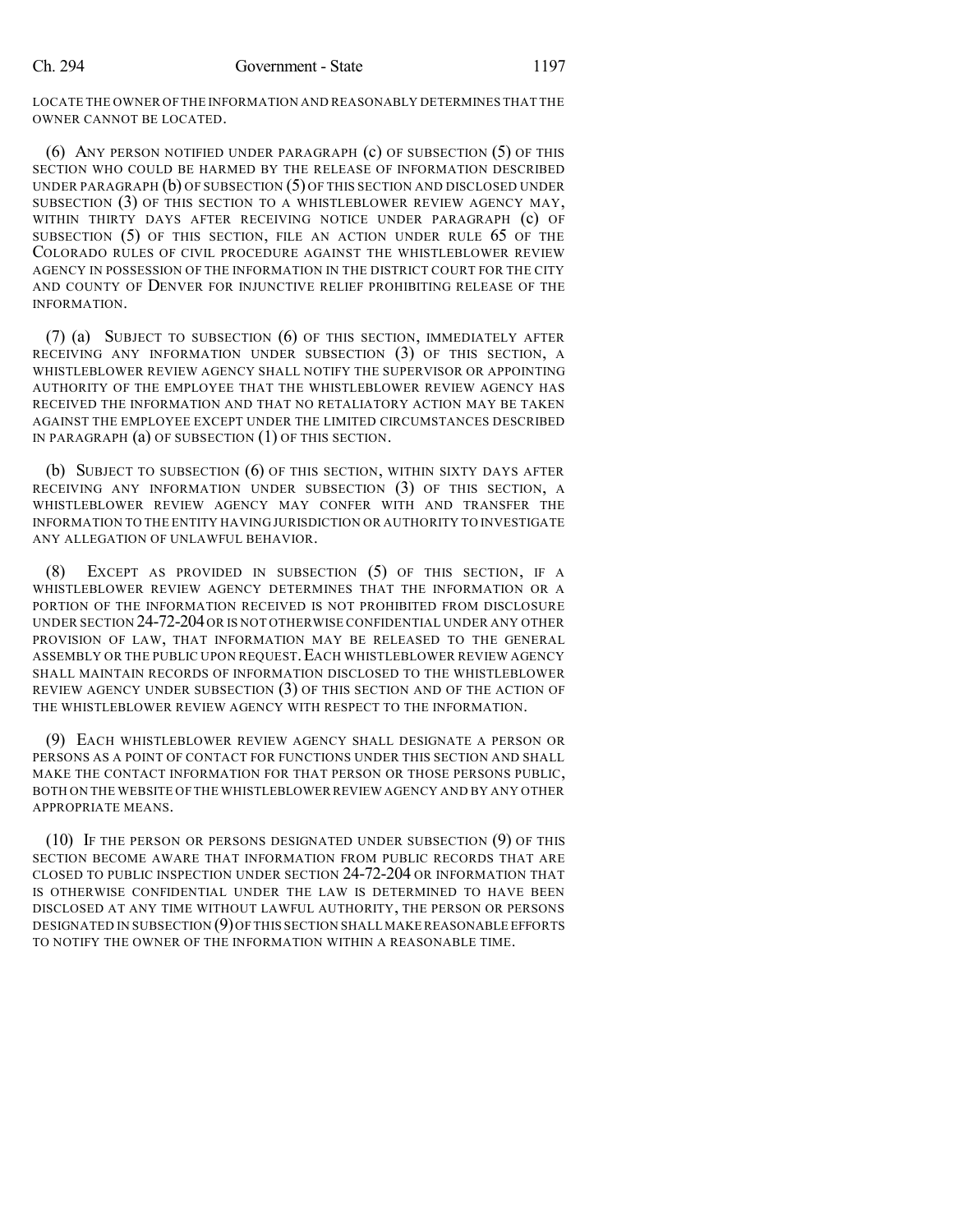LOCATE THE OWNER OF THE INFORMATION AND REASONABLY DETERMINES THAT THE OWNER CANNOT BE LOCATED.

(6) ANY PERSON NOTIFIED UNDER PARAGRAPH (c) OF SUBSECTION (5) OF THIS SECTION WHO COULD BE HARMED BY THE RELEASE OF INFORMATION DESCRIBED UNDER PARAGRAPH (b) OF SUBSECTION (5) OF THIS SECTION AND DISCLOSED UNDER SUBSECTION (3) OF THIS SECTION TO A WHISTLEBLOWER REVIEW AGENCY MAY, WITHIN THIRTY DAYS AFTER RECEIVING NOTICE UNDER PARAGRAPH (c) OF SUBSECTION (5) OF THIS SECTION, FILE AN ACTION UNDER RULE 65 OF THE COLORADO RULES OF CIVIL PROCEDURE AGAINST THE WHISTLEBLOWER REVIEW AGENCY IN POSSESSION OF THE INFORMATION IN THE DISTRICT COURT FOR THE CITY AND COUNTY OF DENVER FOR INJUNCTIVE RELIEF PROHIBITING RELEASE OF THE INFORMATION.

(7) (a) SUBJECT TO SUBSECTION (6) OF THIS SECTION, IMMEDIATELY AFTER RECEIVING ANY INFORMATION UNDER SUBSECTION (3) OF THIS SECTION, A WHISTLEBLOWER REVIEW AGENCY SHALL NOTIFY THE SUPERVISOR OR APPOINTING AUTHORITY OF THE EMPLOYEE THAT THE WHISTLEBLOWER REVIEW AGENCY HAS RECEIVED THE INFORMATION AND THAT NO RETALIATORY ACTION MAY BE TAKEN AGAINST THE EMPLOYEE EXCEPT UNDER THE LIMITED CIRCUMSTANCES DESCRIBED IN PARAGRAPH (a) OF SUBSECTION (1) OF THIS SECTION.

(b) SUBJECT TO SUBSECTION (6) OF THIS SECTION, WITHIN SIXTY DAYS AFTER RECEIVING ANY INFORMATION UNDER SUBSECTION (3) OF THIS SECTION, A WHISTLEBLOWER REVIEW AGENCY MAY CONFER WITH AND TRANSFER THE INFORMATION TO THE ENTITY HAVING JURISDICTION OR AUTHORITY TO INVESTIGATE ANY ALLEGATION OF UNLAWFUL BEHAVIOR.

(8) EXCEPT AS PROVIDED IN SUBSECTION (5) OF THIS SECTION, IF A WHISTLEBLOWER REVIEW AGENCY DETERMINES THAT THE INFORMATION OR A PORTION OF THE INFORMATION RECEIVED IS NOT PROHIBITED FROM DISCLOSURE UNDER SECTION 24-72-204 OR IS NOT OTHERWISE CONFIDENTIAL UNDER ANY OTHER PROVISION OF LAW, THAT INFORMATION MAY BE RELEASED TO THE GENERAL ASSEMBLY OR THE PUBLIC UPON REQUEST. EACH WHISTLEBLOWER REVIEW AGENCY SHALL MAINTAIN RECORDS OF INFORMATION DISCLOSED TO THE WHISTLEBLOWER REVIEW AGENCY UNDER SUBSECTION (3) OF THIS SECTION AND OF THE ACTION OF THE WHISTLEBLOWER REVIEW AGENCY WITH RESPECT TO THE INFORMATION.

(9) EACH WHISTLEBLOWER REVIEW AGENCY SHALL DESIGNATE A PERSON OR PERSONS AS A POINT OF CONTACT FOR FUNCTIONS UNDER THIS SECTION AND SHALL MAKE THE CONTACT INFORMATION FOR THAT PERSON OR THOSE PERSONS PUBLIC, BOTH ON THE WEBSITE OF THE WHISTLEBLOWER REVIEW AGENCY AND BY ANY OTHER APPROPRIATE MEANS.

(10) IF THE PERSON OR PERSONS DESIGNATED UNDER SUBSECTION (9) OF THIS SECTION BECOME AWARE THAT INFORMATION FROM PUBLIC RECORDS THAT ARE CLOSED TO PUBLIC INSPECTION UNDER SECTION 24-72-204 OR INFORMATION THAT IS OTHERWISE CONFIDENTIAL UNDER THE LAW IS DETERMINED TO HAVE BEEN DISCLOSED AT ANY TIME WITHOUT LAWFUL AUTHORITY, THE PERSON OR PERSONS DESIGNATED IN SUBSECTION (9) OF THIS SECTION SHALL MAKE REASONABLE EFFORTS TO NOTIFY THE OWNER OF THE INFORMATION WITHIN A REASONABLE TIME.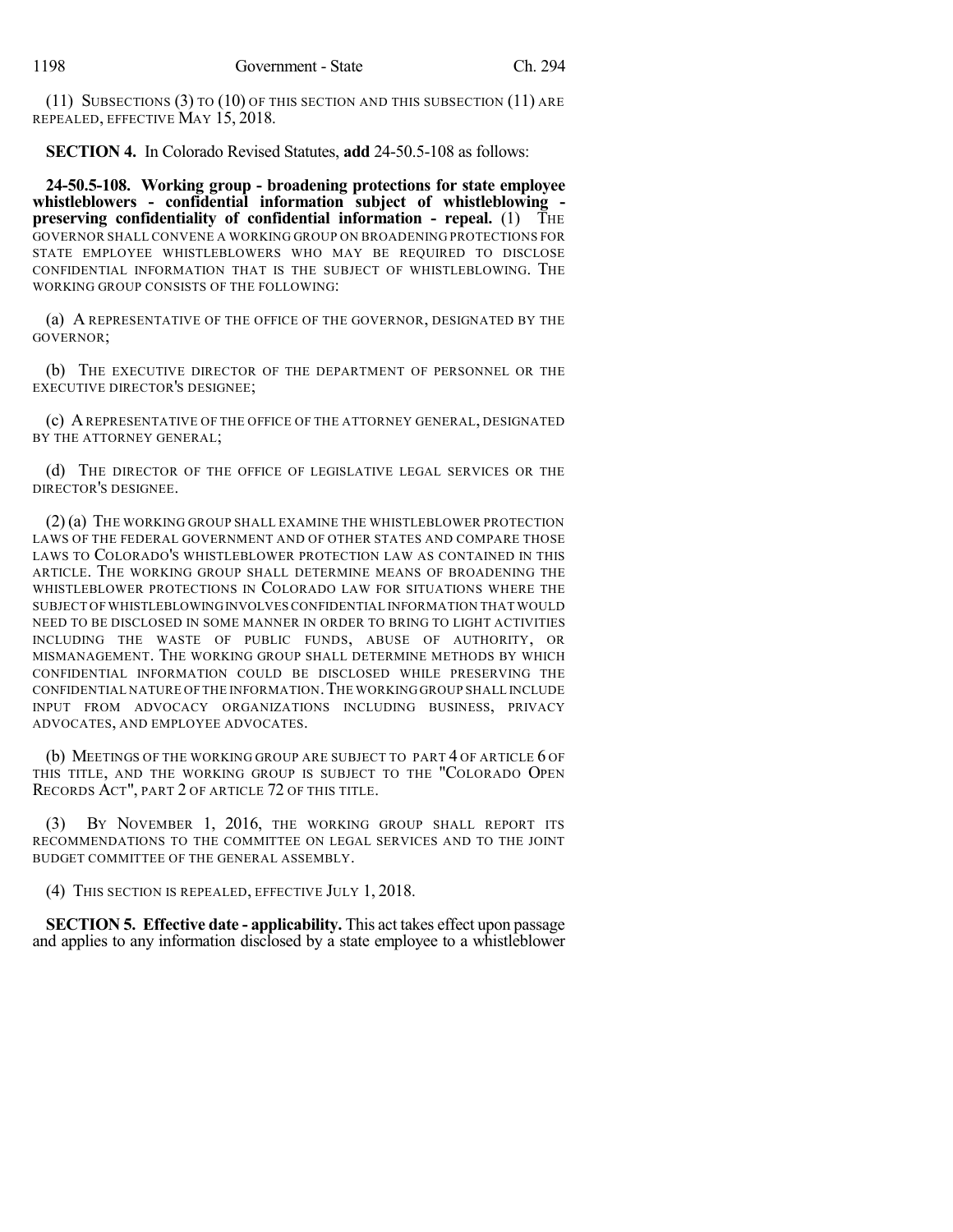(11) SUBSECTIONS (3) TO (10) OF THIS SECTION AND THIS SUBSECTION (11) ARE REPEALED, EFFECTIVE MAY 15, 2018.

**SECTION 4.** In Colorado Revised Statutes, **add** 24-50.5-108 as follows:

**24-50.5-108. Working group - broadening protections for state employee whistleblowers - confidential information subject of whistleblowing - preserving confidentiality of confidential information - repeal.** (1) THE GOVERNOR SHALL CONVENE A WORKING GROUP ON BROADENING PROTECTIONS FOR STATE EMPLOYEE WHISTLEBLOWERS WHO MAY BE REQUIRED TO DISCLOSE CONFIDENTIAL INFORMATION THAT IS THE SUBJECT OF WHISTLEBLOWING. THE WORKING GROUP CONSISTS OF THE FOLLOWING:

(a) A REPRESENTATIVE OF THE OFFICE OF THE GOVERNOR, DESIGNATED BY THE GOVERNOR;

(b) THE EXECUTIVE DIRECTOR OF THE DEPARTMENT OF PERSONNEL OR THE EXECUTIVE DIRECTOR'S DESIGNEE;

(c) A REPRESENTATIVE OF THE OFFICE OF THE ATTORNEY GENERAL, DESIGNATED BY THE ATTORNEY GENERAL;

(d) THE DIRECTOR OF THE OFFICE OF LEGISLATIVE LEGAL SERVICES OR THE DIRECTOR'S DESIGNEE.

(2) (a) THE WORKING GROUP SHALL EXAMINE THE WHISTLEBLOWER PROTECTION LAWS OF THE FEDERAL GOVERNMENT AND OF OTHER STATES AND COMPARE THOSE LAWS TO COLORADO'S WHISTLEBLOWER PROTECTION LAW AS CONTAINED IN THIS ARTICLE. THE WORKING GROUP SHALL DETERMINE MEANS OF BROADENING THE WHISTLEBLOWER PROTECTIONS IN COLORADO LAW FOR SITUATIONS WHERE THE SUBJECT OF WHISTLEBLOWING INVOLVES CONFIDENTIAL INFORMATION THAT WOULD NEED TO BE DISCLOSED IN SOME MANNER IN ORDER TO BRING TO LIGHT ACTIVITIES INCLUDING THE WASTE OF PUBLIC FUNDS, ABUSE OF AUTHORITY, OR MISMANAGEMENT. THE WORKING GROUP SHALL DETERMINE METHODS BY WHICH CONFIDENTIAL INFORMATION COULD BE DISCLOSED WHILE PRESERVING THE CONFIDENTIAL NATURE OF THE INFORMATION. THE WORKING GROUP SHALL INCLUDE INPUT FROM ADVOCACY ORGANIZATIONS INCLUDING BUSINESS, PRIVACY ADVOCATES, AND EMPLOYEE ADVOCATES.

(b) MEETINGS OF THE WORKING GROUP ARE SUBJECT TO PART 4 OF ARTICLE 6 OF THIS TITLE, AND THE WORKING GROUP IS SUBJECT TO THE "COLORADO OPEN RECORDS ACT", PART 2 OF ARTICLE 72 OF THIS TITLE.

(3) BY NOVEMBER 1, 2016, THE WORKING GROUP SHALL REPORT ITS RECOMMENDATIONS TO THE COMMITTEE ON LEGAL SERVICES AND TO THE JOINT BUDGET COMMITTEE OF THE GENERAL ASSEMBLY.

(4) THIS SECTION IS REPEALED, EFFECTIVE JULY 1, 2018.

**SECTION 5. Effective date - applicability.** This act takes effect upon passage and applies to any information disclosed by a state employee to a whistleblower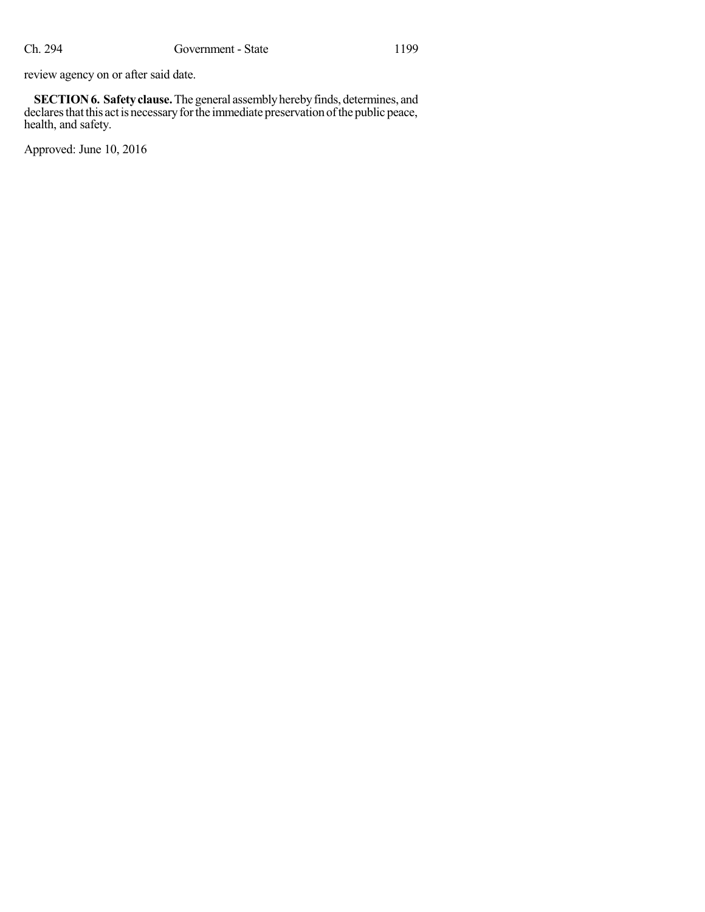review agency on or after said date.

**SECTION 6. Safety clause.** The general assembly hereby finds, determines, and declares that this act is necessary for the immediate preservation of the public peace, health, and safety.

Approved: June 10, 2016